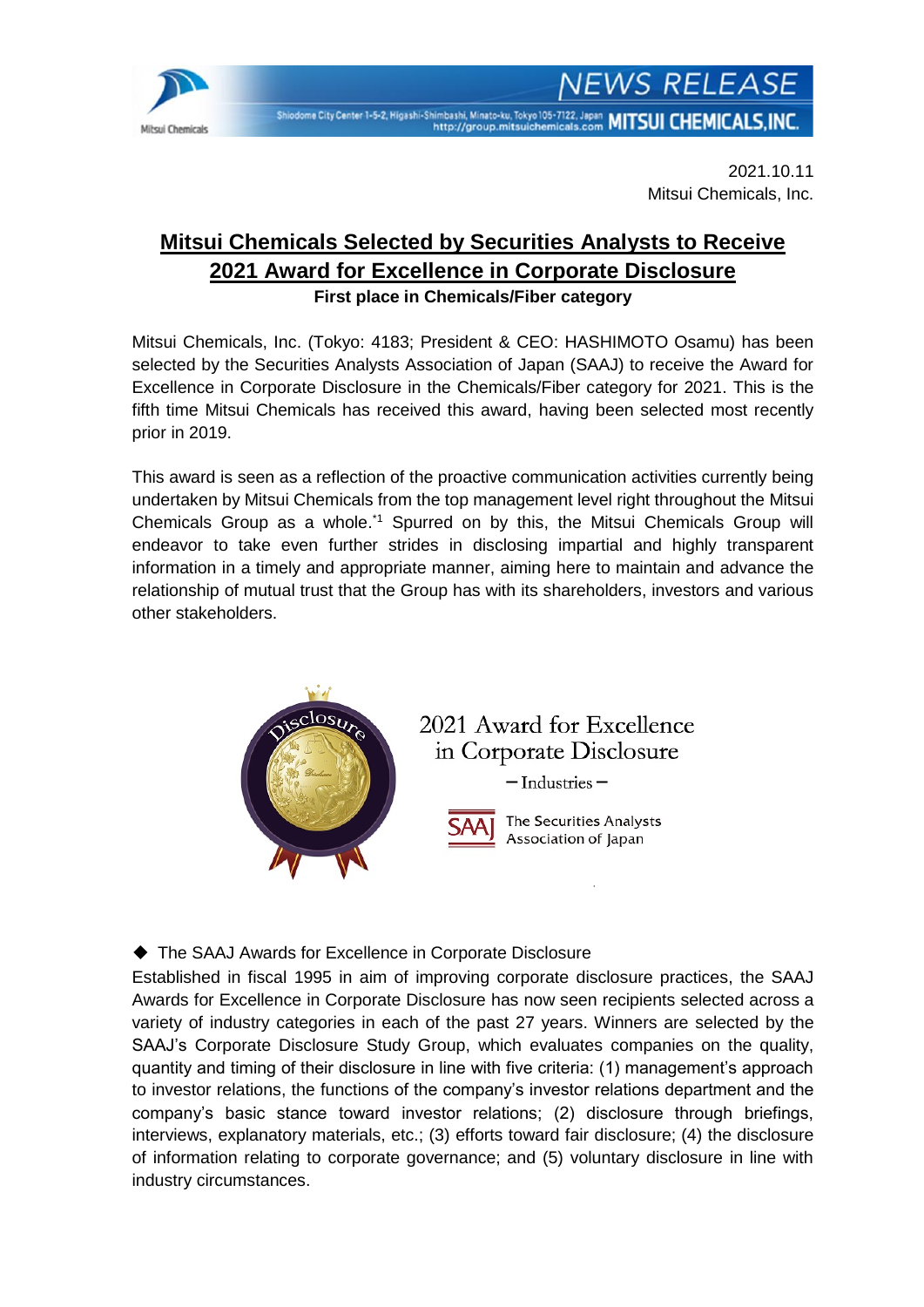2021.10.11
Mitsui Chemicals, Inc.

# Mitsui Chemicals Selected by Securities Analysts to Receive 2021 Award for Excellence in Corporate Disclosure

**First place in Chemicals/Fiber category**

Mitsui Chemicals, Inc. (Tokyo: 4183; President & CEO: HASHIMOTO Osamu) has been selected by the Securities Analysts Association of Japan (SAAJ) to receive the Award for Excellence in Corporate Disclosure in the Chemicals/Fiber category for 2021. This is the fifth time Mitsui Chemicals has received this award, having been selected most recently prior in 2019.

This award is seen as a reflection of the proactive communication activities currently being undertaken by Mitsui Chemicals from the top management level right throughout the Mitsui Chemicals Group as a whole.[*1] Spurred on by this, the Mitsui Chemicals Group will endeavor to take even further strides in disclosing impartial and highly transparent information in a timely and appropriate manner, aiming here to maintain and advance the relationship of mutual trust that the Group has with its shareholders, investors and various other stakeholders.

◆ The SAAJ Awards for Excellence in Corporate Disclosure

Established in fiscal 1995 in aim of improving corporate disclosure practices, the SAAJ Awards for Excellence in Corporate Disclosure has now seen recipients selected across a variety of industry categories in each of the past 27 years. Winners are selected by the SAAJ's Corporate Disclosure Study Group, which evaluates companies on the quality, quantity and timing of their disclosure in line with five criteria: (1) management's approach to investor relations, the functions of the company's investor relations department and the company's basic stance toward investor relations; (2) disclosure through briefings, interviews, explanatory materials, etc.; (3) efforts toward fair disclosure; (4) the disclosure of information relating to corporate governance; and (5) voluntary disclosure in line with industry circumstances.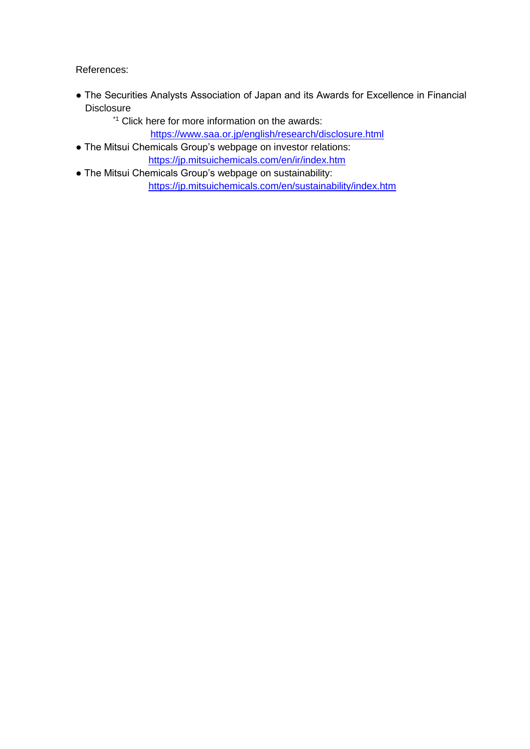References:

- The Securities Analysts Association of Japan and its Awards for Excellence in Financial Disclosure
  - [*1] Click here for more information on the awards: https://www.saa.or.jp/english/research/disclosure.html
- The Mitsui Chemicals Group's webpage on investor relations: https://jp.mitsuichemicals.com/en/ir/index.htm
- The Mitsui Chemicals Group's webpage on sustainability: https://jp.mitsuichemicals.com/en/sustainability/index.htm